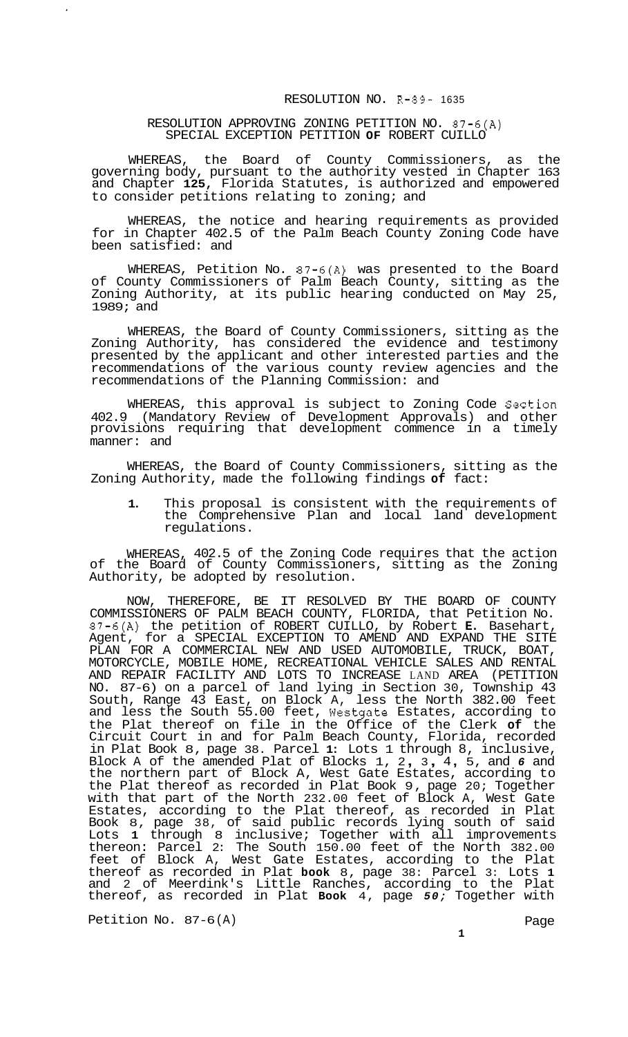RESOLUTION NO. R-89- 1635

RESOLUTION APPROVING ZONING PETITION NO. 87-6(A)
SPECIAL EXCEPTION PETITION **OF** ROBERT CUILLO

WHEREAS, the Board of County Commissioners, as the governing body, pursuant to the authority vested in Chapter 163 and Chapter **125**, Florida Statutes, is authorized and empowered to consider petitions relating to zoning; and

WHEREAS, the notice and hearing requirements as provided for in Chapter 402.5 of the Palm Beach County Zoning Code have been satisfied: and

WHEREAS, Petition No. 87-6(A) was presented to the Board of County Commissioners of Palm Beach County, sitting as the Zoning Authority, at its public hearing conducted on May 25, 1989; and

WHEREAS, the Board of County Commissioners, sitting as the Zoning Authority, has considered the evidence and testimony presented by the applicant and other interested parties and the recommendations of the various county review agencies and the recommendations of the Planning Commission: and

WHEREAS, this approval is subject to Zoning Code Section 402.9 (Mandatory Review of Development Approvals) and other provisions requiring that development commence in a timely manner: and

WHEREAS, the Board of County Commissioners, sitting as the Zoning Authority, made the following findings **of** fact:

1. This proposal is consistent with the requirements of the Comprehensive Plan and local land development regulations.

WHEREAS, 402.5 of the Zoning Code requires that the action of the Board of County Commissioners, sitting as the Zoning Authority, be adopted by resolution.

NOW, THEREFORE, BE IT RESOLVED BY THE BOARD OF COUNTY COMMISSIONERS OF PALM BEACH COUNTY, FLORIDA, that Petition No. 87-6(A) the petition of ROBERT CUILLO, by Robert **E.** Basehart, Agent, for a SPECIAL EXCEPTION TO AMEND AND EXPAND THE SITE PLAN FOR A COMMERCIAL NEW AND USED AUTOMOBILE, TRUCK, BOAT, MOTORCYCLE, MOBILE HOME, RECREATIONAL VEHICLE SALES AND RENTAL AND REPAIR FACILITY AND LOTS TO INCREASE LAND AREA (PETITION NO. 87-6) on a parcel of land lying in Section 30, Township 43 South, Range 43 East, on Block A, less the North 382.00 feet and less the South 55.00 feet, Westgate Estates, according to the Plat thereof on file in the Office of the Clerk **of** the Circuit Court in and for Palm Beach County, Florida, recorded in Plat Book 8, page 38. Parcel **1**: Lots 1 through 8, inclusive, Block A of the amended Plat of Blocks 1, 2, 3, 4, 5, and *6* and the northern part of Block A, West Gate Estates, according to the Plat thereof as recorded in Plat Book 9, page 20; Together with that part of the North 232.00 feet of Block A, West Gate Estates, according to the Plat thereof, as recorded in Plat Book 8, page 38, of said public records lying south of said Lots **1** through 8 inclusive; Together with all improvements thereon: Parcel 2: The South 150.00 feet of the North 382.00 feet of Block A, West Gate Estates, according to the Plat thereof as recorded in Plat **book** 8, page 38: Parcel 3: Lots **1** and 2 of Meerdink's Little Ranches, according to the Plat thereof, as recorded in Plat **Book** 4, page *50;* Together with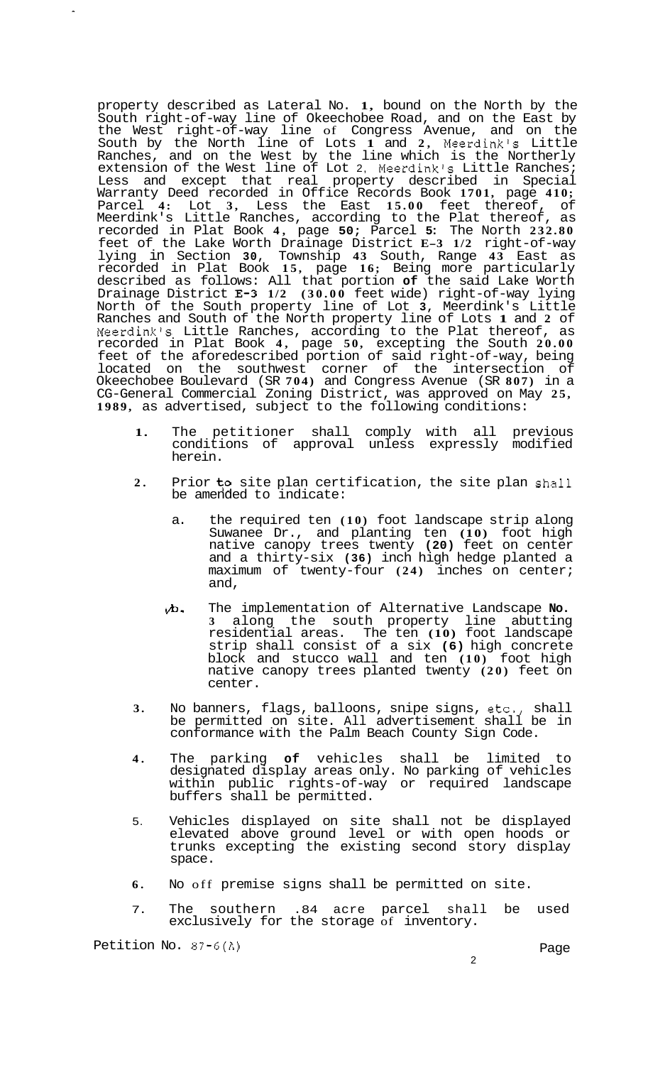property described as Lateral No. 1, bound on the North by the South right-of-way line of Okeechobee Road, and on the East by the West right-of-way line of Congress Avenue, and on the South by the North line of Lots 1 and 2, Meerdink's Little Ranches, and on the West by the line which is the Northerly extension of the West line of Lot 2, Meerdink's Little Ranches; Less and except that real property described in Special Warranty Deed recorded in Office Records Book 1701, page 410; Parcel 4: Lot 3, Less the East 15.00 feet thereof, of Meerdink's Little Ranches, according to the Plat thereof, as recorded in Plat Book 4, page 50; Parcel 5: The North 232.80 feet of the Lake Worth Drainage District E-3 1/2 right-of-way lying in Section 30, Township 43 South, Range 43 East as recorded in Plat Book 15, page 16; Being more particularly described as follows: All that portion of the said Lake Worth Drainage District E-3 1/2 (30.00 feet wide) right-of-way lying North of the South property line of Lot 3, Meerdink's Little Ranches and South of the North property line of Lots 1 and 2 of Meerdink's Little Ranches, according to the Plat thereof, as recorded in Plat Book 4, page 50, excepting the South 20.00 feet of the aforedescribed portion of said right-of-way, being located on the southwest corner of the intersection of Okeechobee Boulevard (SR 704) and Congress Avenue (SR 807) in a CG-General Commercial Zoning District, was approved on May 25, 1989, as advertised, subject to the following conditions:

1. The petitioner shall comply with all previous conditions of approval unless expressly modified herein.

2. Prior to site plan certification, the site plan shall be amended to indicate:

   a. the required ten (10) foot landscape strip along Suwanee Dr., and planting ten (10) foot high native canopy trees twenty (20) feet on center and a thirty-six (36) inch high hedge planted a maximum of twenty-four (24) inches on center; and,

   b. The implementation of Alternative Landscape No. 3 along the south property line abutting residential areas. The ten (10) foot landscape strip shall consist of a six (6) high concrete block and stucco wall and ten (10) foot high native canopy trees planted twenty (20) feet on center.

3. No banners, flags, balloons, snipe signs, etc., shall be permitted on site. All advertisement shall be in conformance with the Palm Beach County Sign Code.

4. The parking of vehicles shall be limited to designated display areas only. No parking of vehicles within public rights-of-way or required landscape buffers shall be permitted.

5. Vehicles displayed on site shall not be displayed elevated above ground level or with open hoods or trunks excepting the existing second story display space.

6. No off premise signs shall be permitted on site.

7. The southern .84 acre parcel shall be used exclusively for the storage of inventory.

Petition No. 87-6(A)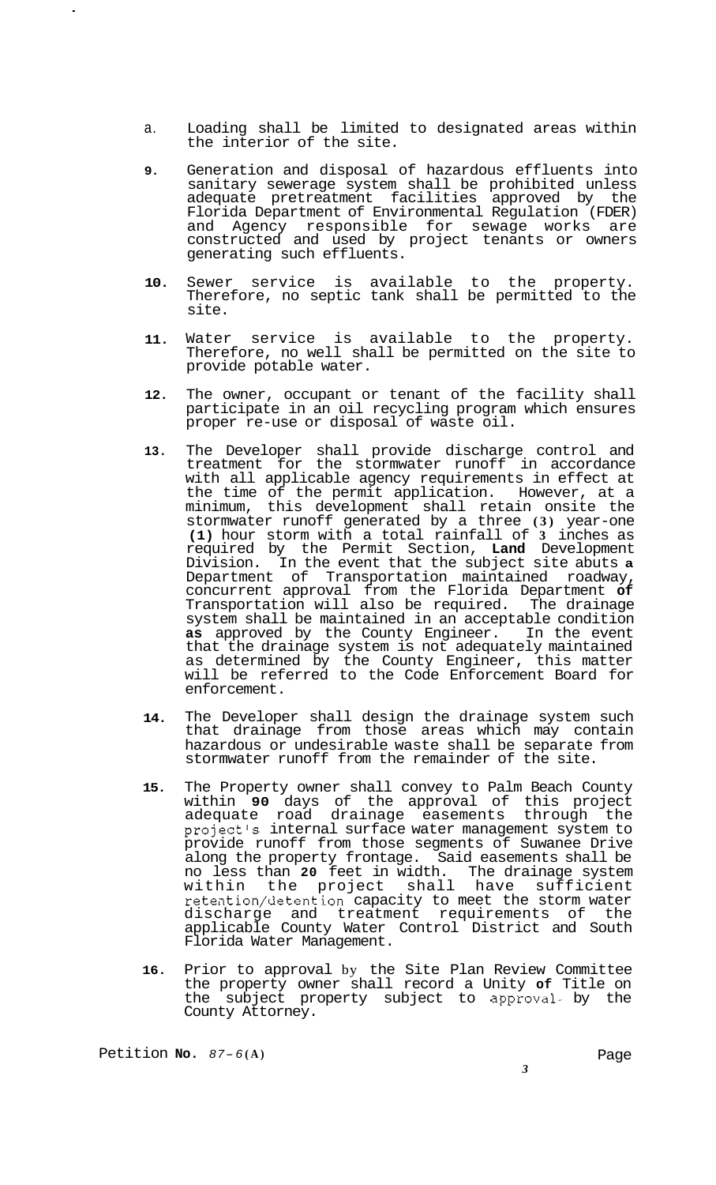a. Loading shall be limited to designated areas within the interior of the site.

9. Generation and disposal of hazardous effluents into sanitary sewerage system shall be prohibited unless adequate pretreatment facilities approved by the Florida Department of Environmental Regulation (FDER) and Agency responsible for sewage works are constructed and used by project tenants or owners generating such effluents.

10. Sewer service is available to the property. Therefore, no septic tank shall be permitted to the site.

11. Water service is available to the property. Therefore, no well shall be permitted on the site to provide potable water.

12. The owner, occupant or tenant of the facility shall participate in an oil recycling program which ensures proper re-use or disposal of waste oil.

13. The Developer shall provide discharge control and treatment for the stormwater runoff in accordance with all applicable agency requirements in effect at the time of the permit application. However, at a minimum, this development shall retain onsite the stormwater runoff generated by a three (3) year-one (1) hour storm with a total rainfall of 3 inches as required by the Permit Section, Land Development Division. In the event that the subject site abuts a Department of Transportation maintained roadway, concurrent approval from the Florida Department of Transportation will also be required. The drainage system shall be maintained in an acceptable condition as approved by the County Engineer. In the event that the drainage system is not adequately maintained as determined by the County Engineer, this matter will be referred to the Code Enforcement Board for enforcement.

14. The Developer shall design the drainage system such that drainage from those areas which may contain hazardous or undesirable waste shall be separate from stormwater runoff from the remainder of the site.

15. The Property owner shall convey to Palm Beach County within 90 days of the approval of this project adequate road drainage easements through the project's internal surface water management system to provide runoff from those segments of Suwanee Drive along the property frontage. Said easements shall be no less than 20 feet in width. The drainage system within the project shall have sufficient retention/detention capacity to meet the storm water discharge and treatment requirements of the applicable County Water Control District and South Florida Water Management.

16. Prior to approval by the Site Plan Review Committee the property owner shall record a Unity of Title on the subject property subject to approval by the County Attorney.

Petition No. 87-6(A)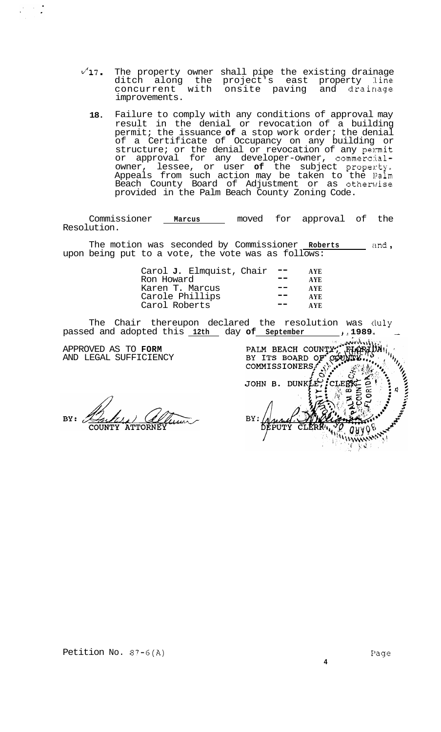17. The property owner shall pipe the existing drainage ditch along the project's east property line concurrent with onsite paving and drainage improvements.

18. Failure to comply with any conditions of approval may result in the denial or revocation of a building permit; the issuance of a stop work order; the denial of a Certificate of Occupancy on any building or structure; or the denial or revocation of any permit or approval for any developer-owner, commercial-owner, lessee, or user of the subject property. Appeals from such action may be taken to the Palm Beach County Board of Adjustment or as otherwise provided in the Palm Beach County Zoning Code.

Commissioner **Marcus** moved for approval of the Resolution.

The motion was seconded by Commissioner **Roberts** and, upon being put to a vote, the vote was as follows:

| | | |
|---|---|---|
| Carol J. Elmquist, Chair | -- | AYE |
| Ron Howard | -- | AYE |
| Karen T. Marcus | -- | AYE |
| Carole Phillips | -- | AYE |
| Carol Roberts | -- | AYE |

The Chair thereupon declared the resolution was duly passed and adopted this **12th** day of **September**, 1989.

APPROVED AS TO FORM AND LEGAL SUFFICIENCY

BY: COUNTY ATTORNEY

PALM BEACH COUNTY, FLORIDA
BY ITS BOARD OF COUNTY COMMISSIONERS

JOHN B. DUNKLE, CLERK

BY: DEPUTY CLERK

Petition No. 87-6(A)